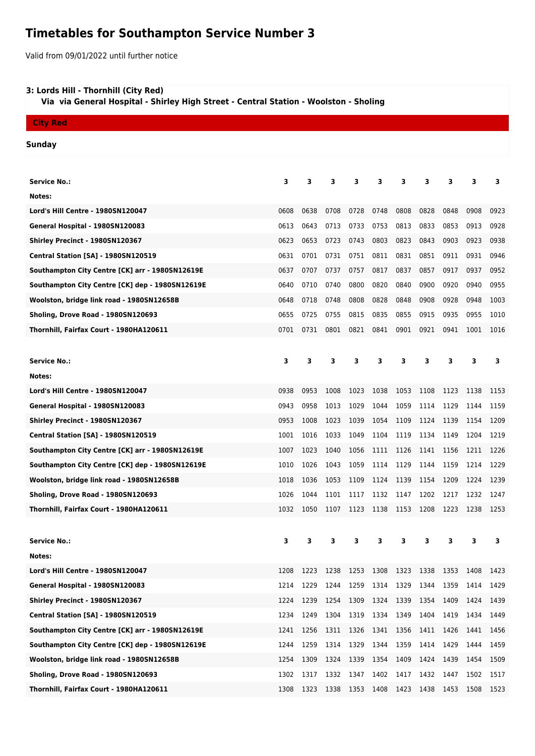# Timetables for Southampton Service Number 3

Valid from 09/01/2022 until further notice

### 3: Lords Hill - Thornhill (City Red)

**Via via General Hospital - Shirley High Street - Central Station - Woolston - Sholing**

**City Red**

**Sunday**

| Service No.: | 3 | 3 | 3 | 3 | 3 | 3 | 3 | 3 | 3 | 3 |
|---|---|---|---|---|---|---|---|---|---|---|
| Notes: | | | | | | | | | | |
| Lord's Hill Centre - 1980SN120047 | 0608 | 0638 | 0708 | 0728 | 0748 | 0808 | 0828 | 0848 | 0908 | 0923 |
| General Hospital - 1980SN120083 | 0613 | 0643 | 0713 | 0733 | 0753 | 0813 | 0833 | 0853 | 0913 | 0928 |
| Shirley Precinct - 1980SN120367 | 0623 | 0653 | 0723 | 0743 | 0803 | 0823 | 0843 | 0903 | 0923 | 0938 |
| Central Station [SA] - 1980SN120519 | 0631 | 0701 | 0731 | 0751 | 0811 | 0831 | 0851 | 0911 | 0931 | 0946 |
| Southampton City Centre [CK] arr - 1980SN12619E | 0637 | 0707 | 0737 | 0757 | 0817 | 0837 | 0857 | 0917 | 0937 | 0952 |
| Southampton City Centre [CK] dep - 1980SN12619E | 0640 | 0710 | 0740 | 0800 | 0820 | 0840 | 0900 | 0920 | 0940 | 0955 |
| Woolston, bridge link road - 1980SN12658B | 0648 | 0718 | 0748 | 0808 | 0828 | 0848 | 0908 | 0928 | 0948 | 1003 |
| Sholing, Drove Road - 1980SN120693 | 0655 | 0725 | 0755 | 0815 | 0835 | 0855 | 0915 | 0935 | 0955 | 1010 |
| Thornhill, Fairfax Court - 1980HA120611 | 0701 | 0731 | 0801 | 0821 | 0841 | 0901 | 0921 | 0941 | 1001 | 1016 |

| Service No.: | 3 | 3 | 3 | 3 | 3 | 3 | 3 | 3 | 3 | 3 |
|---|---|---|---|---|---|---|---|---|---|---|
| Notes: | | | | | | | | | | |
| Lord's Hill Centre - 1980SN120047 | 0938 | 0953 | 1008 | 1023 | 1038 | 1053 | 1108 | 1123 | 1138 | 1153 |
| General Hospital - 1980SN120083 | 0943 | 0958 | 1013 | 1029 | 1044 | 1059 | 1114 | 1129 | 1144 | 1159 |
| Shirley Precinct - 1980SN120367 | 0953 | 1008 | 1023 | 1039 | 1054 | 1109 | 1124 | 1139 | 1154 | 1209 |
| Central Station [SA] - 1980SN120519 | 1001 | 1016 | 1033 | 1049 | 1104 | 1119 | 1134 | 1149 | 1204 | 1219 |
| Southampton City Centre [CK] arr - 1980SN12619E | 1007 | 1023 | 1040 | 1056 | 1111 | 1126 | 1141 | 1156 | 1211 | 1226 |
| Southampton City Centre [CK] dep - 1980SN12619E | 1010 | 1026 | 1043 | 1059 | 1114 | 1129 | 1144 | 1159 | 1214 | 1229 |
| Woolston, bridge link road - 1980SN12658B | 1018 | 1036 | 1053 | 1109 | 1124 | 1139 | 1154 | 1209 | 1224 | 1239 |
| Sholing, Drove Road - 1980SN120693 | 1026 | 1044 | 1101 | 1117 | 1132 | 1147 | 1202 | 1217 | 1232 | 1247 |
| Thornhill, Fairfax Court - 1980HA120611 | 1032 | 1050 | 1107 | 1123 | 1138 | 1153 | 1208 | 1223 | 1238 | 1253 |

| Service No.: | 3 | 3 | 3 | 3 | 3 | 3 | 3 | 3 | 3 | 3 |
|---|---|---|---|---|---|---|---|---|---|---|
| Notes: | | | | | | | | | | |
| Lord's Hill Centre - 1980SN120047 | 1208 | 1223 | 1238 | 1253 | 1308 | 1323 | 1338 | 1353 | 1408 | 1423 |
| General Hospital - 1980SN120083 | 1214 | 1229 | 1244 | 1259 | 1314 | 1329 | 1344 | 1359 | 1414 | 1429 |
| Shirley Precinct - 1980SN120367 | 1224 | 1239 | 1254 | 1309 | 1324 | 1339 | 1354 | 1409 | 1424 | 1439 |
| Central Station [SA] - 1980SN120519 | 1234 | 1249 | 1304 | 1319 | 1334 | 1349 | 1404 | 1419 | 1434 | 1449 |
| Southampton City Centre [CK] arr - 1980SN12619E | 1241 | 1256 | 1311 | 1326 | 1341 | 1356 | 1411 | 1426 | 1441 | 1456 |
| Southampton City Centre [CK] dep - 1980SN12619E | 1244 | 1259 | 1314 | 1329 | 1344 | 1359 | 1414 | 1429 | 1444 | 1459 |
| Woolston, bridge link road - 1980SN12658B | 1254 | 1309 | 1324 | 1339 | 1354 | 1409 | 1424 | 1439 | 1454 | 1509 |
| Sholing, Drove Road - 1980SN120693 | 1302 | 1317 | 1332 | 1347 | 1402 | 1417 | 1432 | 1447 | 1502 | 1517 |
| Thornhill, Fairfax Court - 1980HA120611 | 1308 | 1323 | 1338 | 1353 | 1408 | 1423 | 1438 | 1453 | 1508 | 1523 |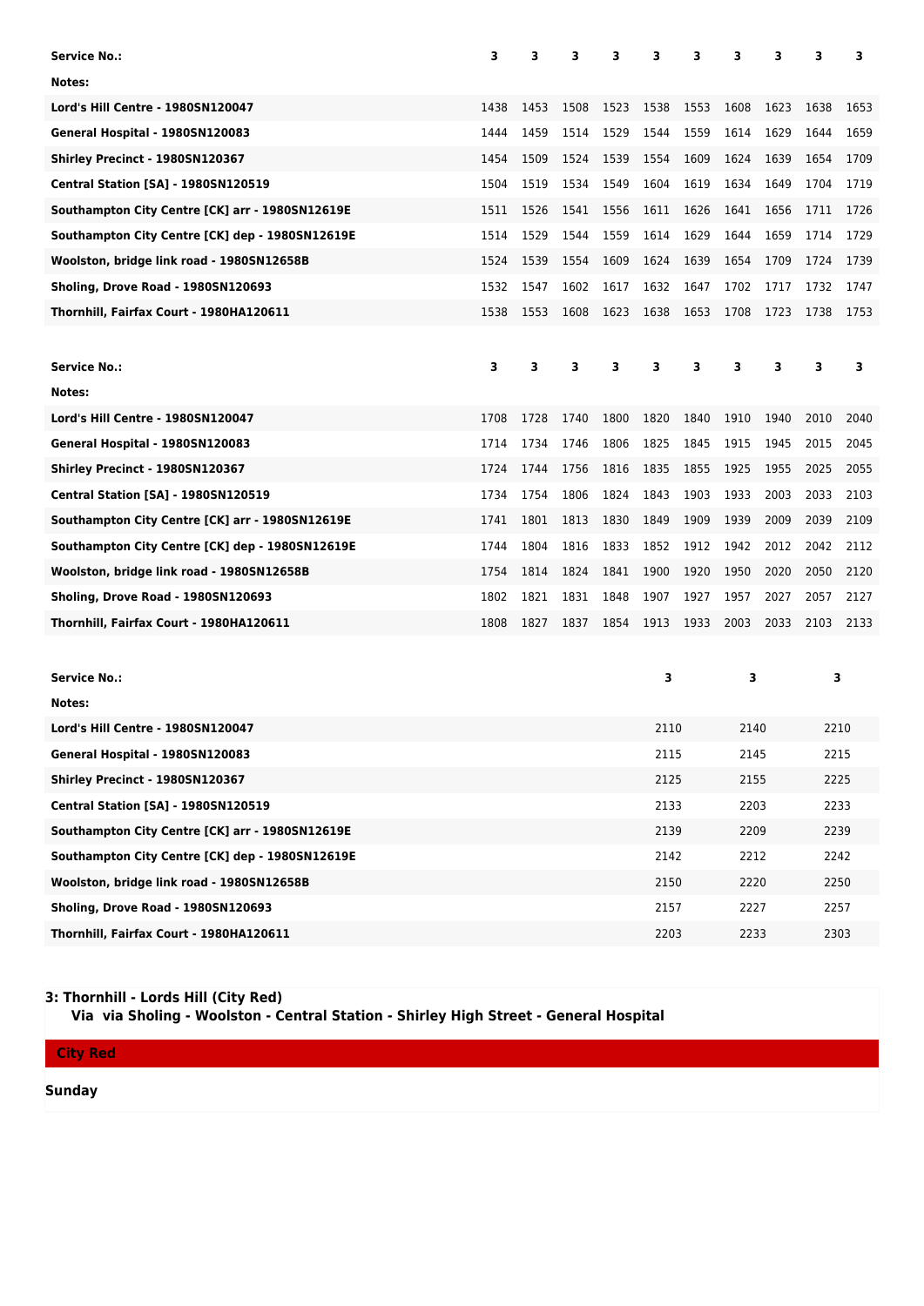| Service No.: | 3 | 3 | 3 | 3 | 3 | 3 | 3 | 3 | 3 | 3 |
|---|---|---|---|---|---|---|---|---|---|---|
| Notes: | | | | | | | | | | |
| Lord's Hill Centre - 1980SN120047 | 1438 | 1453 | 1508 | 1523 | 1538 | 1553 | 1608 | 1623 | 1638 | 1653 |
| General Hospital - 1980SN120083 | 1444 | 1459 | 1514 | 1529 | 1544 | 1559 | 1614 | 1629 | 1644 | 1659 |
| Shirley Precinct - 1980SN120367 | 1454 | 1509 | 1524 | 1539 | 1554 | 1609 | 1624 | 1639 | 1654 | 1709 |
| Central Station [SA] - 1980SN120519 | 1504 | 1519 | 1534 | 1549 | 1604 | 1619 | 1634 | 1649 | 1704 | 1719 |
| Southampton City Centre [CK] arr - 1980SN12619E | 1511 | 1526 | 1541 | 1556 | 1611 | 1626 | 1641 | 1656 | 1711 | 1726 |
| Southampton City Centre [CK] dep - 1980SN12619E | 1514 | 1529 | 1544 | 1559 | 1614 | 1629 | 1644 | 1659 | 1714 | 1729 |
| Woolston, bridge link road - 1980SN12658B | 1524 | 1539 | 1554 | 1609 | 1624 | 1639 | 1654 | 1709 | 1724 | 1739 |
| Sholing, Drove Road - 1980SN120693 | 1532 | 1547 | 1602 | 1617 | 1632 | 1647 | 1702 | 1717 | 1732 | 1747 |
| Thornhill, Fairfax Court - 1980HA120611 | 1538 | 1553 | 1608 | 1623 | 1638 | 1653 | 1708 | 1723 | 1738 | 1753 |

| Service No.: | 3 | 3 | 3 | 3 | 3 | 3 | 3 | 3 | 3 | 3 |
|---|---|---|---|---|---|---|---|---|---|---|
| Notes: | | | | | | | | | | |
| Lord's Hill Centre - 1980SN120047 | 1708 | 1728 | 1740 | 1800 | 1820 | 1840 | 1910 | 1940 | 2010 | 2040 |
| General Hospital - 1980SN120083 | 1714 | 1734 | 1746 | 1806 | 1825 | 1845 | 1915 | 1945 | 2015 | 2045 |
| Shirley Precinct - 1980SN120367 | 1724 | 1744 | 1756 | 1816 | 1835 | 1855 | 1925 | 1955 | 2025 | 2055 |
| Central Station [SA] - 1980SN120519 | 1734 | 1754 | 1806 | 1824 | 1843 | 1903 | 1933 | 2003 | 2033 | 2103 |
| Southampton City Centre [CK] arr - 1980SN12619E | 1741 | 1801 | 1813 | 1830 | 1849 | 1909 | 1939 | 2009 | 2039 | 2109 |
| Southampton City Centre [CK] dep - 1980SN12619E | 1744 | 1804 | 1816 | 1833 | 1852 | 1912 | 1942 | 2012 | 2042 | 2112 |
| Woolston, bridge link road - 1980SN12658B | 1754 | 1814 | 1824 | 1841 | 1900 | 1920 | 1950 | 2020 | 2050 | 2120 |
| Sholing, Drove Road - 1980SN120693 | 1802 | 1821 | 1831 | 1848 | 1907 | 1927 | 1957 | 2027 | 2057 | 2127 |
| Thornhill, Fairfax Court - 1980HA120611 | 1808 | 1827 | 1837 | 1854 | 1913 | 1933 | 2003 | 2033 | 2103 | 2133 |

| Service No.: | 3 | 3 | 3 |
|---|---|---|---|
| Notes: | | | |
| Lord's Hill Centre - 1980SN120047 | 2110 | 2140 | 2210 |
| General Hospital - 1980SN120083 | 2115 | 2145 | 2215 |
| Shirley Precinct - 1980SN120367 | 2125 | 2155 | 2225 |
| Central Station [SA] - 1980SN120519 | 2133 | 2203 | 2233 |
| Southampton City Centre [CK] arr - 1980SN12619E | 2139 | 2209 | 2239 |
| Southampton City Centre [CK] dep - 1980SN12619E | 2142 | 2212 | 2242 |
| Woolston, bridge link road - 1980SN12658B | 2150 | 2220 | 2250 |
| Sholing, Drove Road - 1980SN120693 | 2157 | 2227 | 2257 |
| Thornhill, Fairfax Court - 1980HA120611 | 2203 | 2233 | 2303 |

**3: Thornhill - Lords Hill (City Red)**
**Via via Sholing - Woolston - Central Station - Shirley High Street - General Hospital**

**City Red**

**Sunday**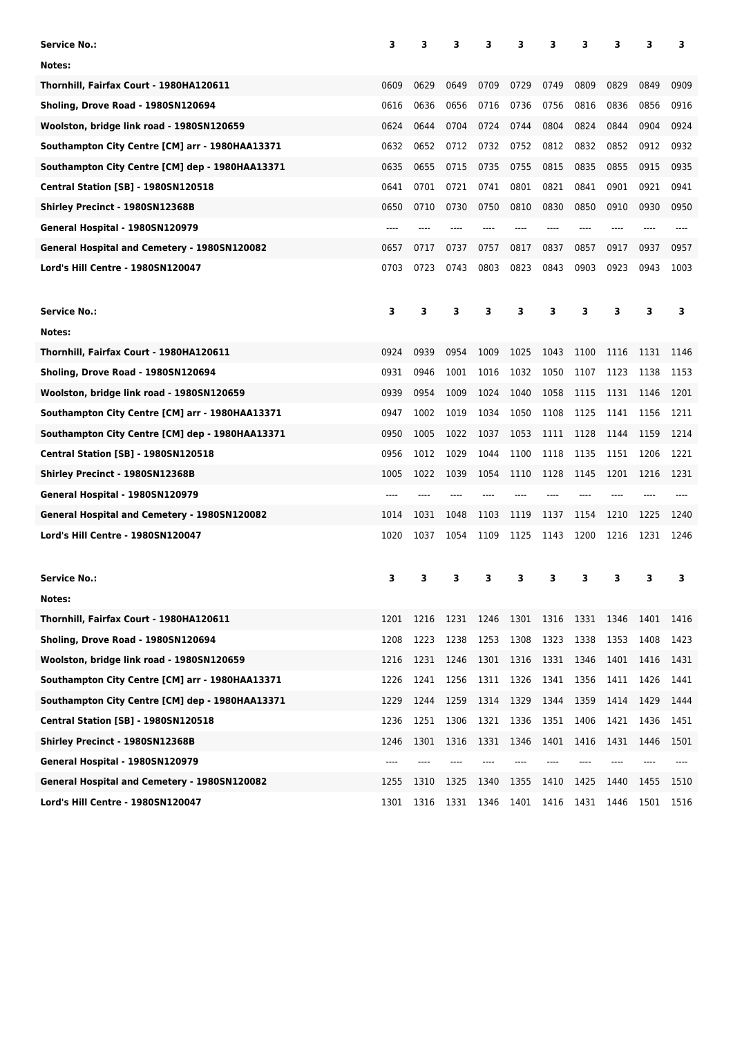| Service No.: | 3 | 3 | 3 | 3 | 3 | 3 | 3 | 3 | 3 | 3 |
| --- | --- | --- | --- | --- | --- | --- | --- | --- | --- | --- |
| Notes: | | | | | | | | | | |
| Thornhill, Fairfax Court - 1980HA120611 | 0609 | 0629 | 0649 | 0709 | 0729 | 0749 | 0809 | 0829 | 0849 | 0909 |
| Sholing, Drove Road - 1980SN120694 | 0616 | 0636 | 0656 | 0716 | 0736 | 0756 | 0816 | 0836 | 0856 | 0916 |
| Woolston, bridge link road - 1980SN120659 | 0624 | 0644 | 0704 | 0724 | 0744 | 0804 | 0824 | 0844 | 0904 | 0924 |
| Southampton City Centre [CM] arr - 1980HAA13371 | 0632 | 0652 | 0712 | 0732 | 0752 | 0812 | 0832 | 0852 | 0912 | 0932 |
| Southampton City Centre [CM] dep - 1980HAA13371 | 0635 | 0655 | 0715 | 0735 | 0755 | 0815 | 0835 | 0855 | 0915 | 0935 |
| Central Station [SB] - 1980SN120518 | 0641 | 0701 | 0721 | 0741 | 0801 | 0821 | 0841 | 0901 | 0921 | 0941 |
| Shirley Precinct - 1980SN12368B | 0650 | 0710 | 0730 | 0750 | 0810 | 0830 | 0850 | 0910 | 0930 | 0950 |
| General Hospital - 1980SN120979 | ---- | ---- | ---- | ---- | ---- | ---- | ---- | ---- | ---- | ---- |
| General Hospital and Cemetery - 1980SN120082 | 0657 | 0717 | 0737 | 0757 | 0817 | 0837 | 0857 | 0917 | 0937 | 0957 |
| Lord's Hill Centre - 1980SN120047 | 0703 | 0723 | 0743 | 0803 | 0823 | 0843 | 0903 | 0923 | 0943 | 1003 |

| Service No.: | 3 | 3 | 3 | 3 | 3 | 3 | 3 | 3 | 3 | 3 |
| --- | --- | --- | --- | --- | --- | --- | --- | --- | --- | --- |
| Notes: | | | | | | | | | | |
| Thornhill, Fairfax Court - 1980HA120611 | 0924 | 0939 | 0954 | 1009 | 1025 | 1043 | 1100 | 1116 | 1131 | 1146 |
| Sholing, Drove Road - 1980SN120694 | 0931 | 0946 | 1001 | 1016 | 1032 | 1050 | 1107 | 1123 | 1138 | 1153 |
| Woolston, bridge link road - 1980SN120659 | 0939 | 0954 | 1009 | 1024 | 1040 | 1058 | 1115 | 1131 | 1146 | 1201 |
| Southampton City Centre [CM] arr - 1980HAA13371 | 0947 | 1002 | 1019 | 1034 | 1050 | 1108 | 1125 | 1141 | 1156 | 1211 |
| Southampton City Centre [CM] dep - 1980HAA13371 | 0950 | 1005 | 1022 | 1037 | 1053 | 1111 | 1128 | 1144 | 1159 | 1214 |
| Central Station [SB] - 1980SN120518 | 0956 | 1012 | 1029 | 1044 | 1100 | 1118 | 1135 | 1151 | 1206 | 1221 |
| Shirley Precinct - 1980SN12368B | 1005 | 1022 | 1039 | 1054 | 1110 | 1128 | 1145 | 1201 | 1216 | 1231 |
| General Hospital - 1980SN120979 | ---- | ---- | ---- | ---- | ---- | ---- | ---- | ---- | ---- | ---- |
| General Hospital and Cemetery - 1980SN120082 | 1014 | 1031 | 1048 | 1103 | 1119 | 1137 | 1154 | 1210 | 1225 | 1240 |
| Lord's Hill Centre - 1980SN120047 | 1020 | 1037 | 1054 | 1109 | 1125 | 1143 | 1200 | 1216 | 1231 | 1246 |

| Service No.: | 3 | 3 | 3 | 3 | 3 | 3 | 3 | 3 | 3 | 3 |
| --- | --- | --- | --- | --- | --- | --- | --- | --- | --- | --- |
| Notes: | | | | | | | | | | |
| Thornhill, Fairfax Court - 1980HA120611 | 1201 | 1216 | 1231 | 1246 | 1301 | 1316 | 1331 | 1346 | 1401 | 1416 |
| Sholing, Drove Road - 1980SN120694 | 1208 | 1223 | 1238 | 1253 | 1308 | 1323 | 1338 | 1353 | 1408 | 1423 |
| Woolston, bridge link road - 1980SN120659 | 1216 | 1231 | 1246 | 1301 | 1316 | 1331 | 1346 | 1401 | 1416 | 1431 |
| Southampton City Centre [CM] arr - 1980HAA13371 | 1226 | 1241 | 1256 | 1311 | 1326 | 1341 | 1356 | 1411 | 1426 | 1441 |
| Southampton City Centre [CM] dep - 1980HAA13371 | 1229 | 1244 | 1259 | 1314 | 1329 | 1344 | 1359 | 1414 | 1429 | 1444 |
| Central Station [SB] - 1980SN120518 | 1236 | 1251 | 1306 | 1321 | 1336 | 1351 | 1406 | 1421 | 1436 | 1451 |
| Shirley Precinct - 1980SN12368B | 1246 | 1301 | 1316 | 1331 | 1346 | 1401 | 1416 | 1431 | 1446 | 1501 |
| General Hospital - 1980SN120979 | ---- | ---- | ---- | ---- | ---- | ---- | ---- | ---- | ---- | ---- |
| General Hospital and Cemetery - 1980SN120082 | 1255 | 1310 | 1325 | 1340 | 1355 | 1410 | 1425 | 1440 | 1455 | 1510 |
| Lord's Hill Centre - 1980SN120047 | 1301 | 1316 | 1331 | 1346 | 1401 | 1416 | 1431 | 1446 | 1501 | 1516 |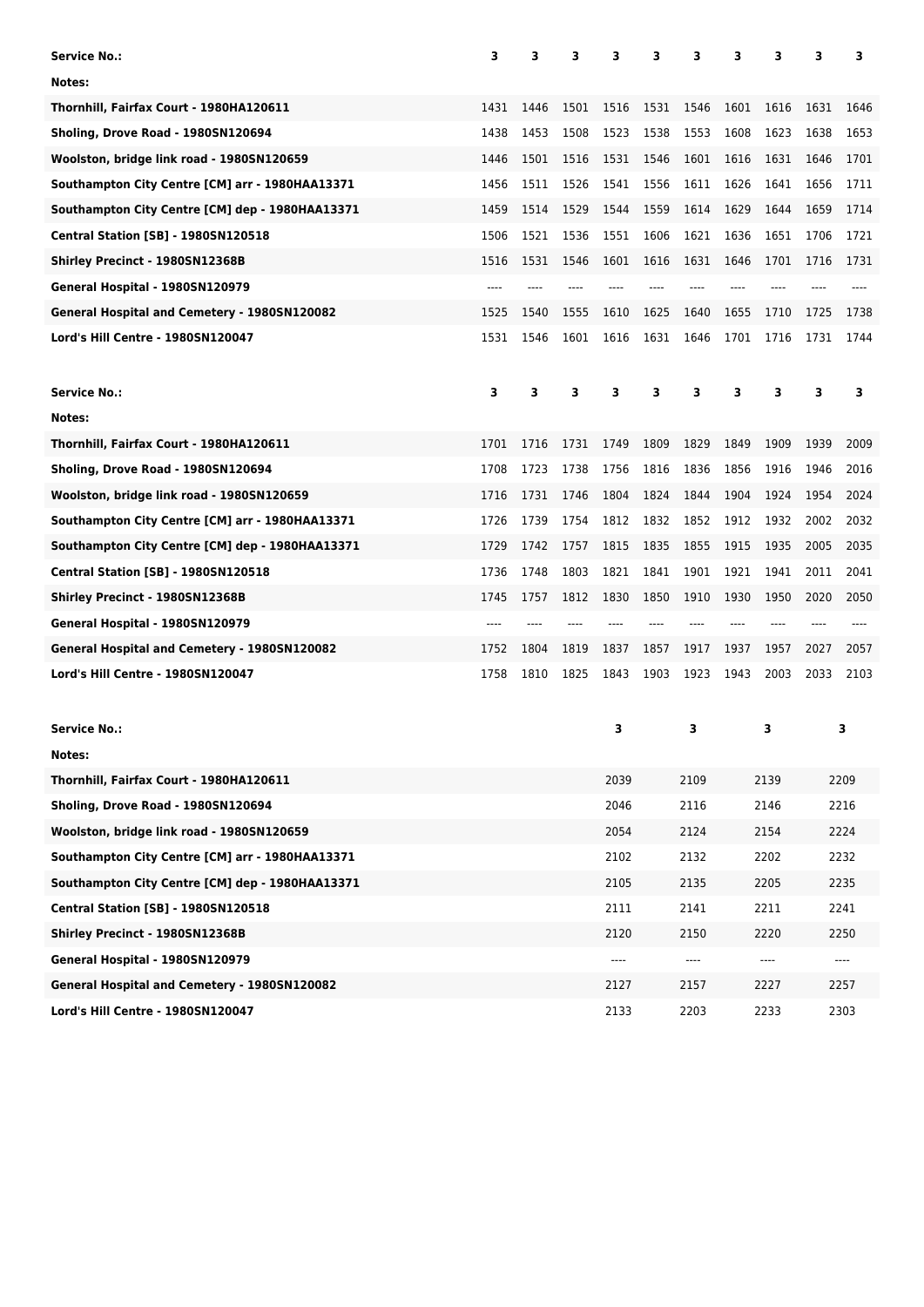| Service No.: | 3 | 3 | 3 | 3 | 3 | 3 | 3 | 3 | 3 | 3 |
|---|---|---|---|---|---|---|---|---|---|---|
| Notes: | | | | | | | | | | |
| Thornhill, Fairfax Court - 1980HA120611 | 1431 | 1446 | 1501 | 1516 | 1531 | 1546 | 1601 | 1616 | 1631 | 1646 |
| Sholing, Drove Road - 1980SN120694 | 1438 | 1453 | 1508 | 1523 | 1538 | 1553 | 1608 | 1623 | 1638 | 1653 |
| Woolston, bridge link road - 1980SN120659 | 1446 | 1501 | 1516 | 1531 | 1546 | 1601 | 1616 | 1631 | 1646 | 1701 |
| Southampton City Centre [CM] arr - 1980HAA13371 | 1456 | 1511 | 1526 | 1541 | 1556 | 1611 | 1626 | 1641 | 1656 | 1711 |
| Southampton City Centre [CM] dep - 1980HAA13371 | 1459 | 1514 | 1529 | 1544 | 1559 | 1614 | 1629 | 1644 | 1659 | 1714 |
| Central Station [SB] - 1980SN120518 | 1506 | 1521 | 1536 | 1551 | 1606 | 1621 | 1636 | 1651 | 1706 | 1721 |
| Shirley Precinct - 1980SN12368B | 1516 | 1531 | 1546 | 1601 | 1616 | 1631 | 1646 | 1701 | 1716 | 1731 |
| General Hospital - 1980SN120979 | ---- | ---- | ---- | ---- | ---- | ---- | ---- | ---- | ---- | ---- |
| General Hospital and Cemetery - 1980SN120082 | 1525 | 1540 | 1555 | 1610 | 1625 | 1640 | 1655 | 1710 | 1725 | 1738 |
| Lord's Hill Centre - 1980SN120047 | 1531 | 1546 | 1601 | 1616 | 1631 | 1646 | 1701 | 1716 | 1731 | 1744 |

| Service No.: | 3 | 3 | 3 | 3 | 3 | 3 | 3 | 3 | 3 | 3 |
|---|---|---|---|---|---|---|---|---|---|---|
| Notes: | | | | | | | | | | |
| Thornhill, Fairfax Court - 1980HA120611 | 1701 | 1716 | 1731 | 1749 | 1809 | 1829 | 1849 | 1909 | 1939 | 2009 |
| Sholing, Drove Road - 1980SN120694 | 1708 | 1723 | 1738 | 1756 | 1816 | 1836 | 1856 | 1916 | 1946 | 2016 |
| Woolston, bridge link road - 1980SN120659 | 1716 | 1731 | 1746 | 1804 | 1824 | 1844 | 1904 | 1924 | 1954 | 2024 |
| Southampton City Centre [CM] arr - 1980HAA13371 | 1726 | 1739 | 1754 | 1812 | 1832 | 1852 | 1912 | 1932 | 2002 | 2032 |
| Southampton City Centre [CM] dep - 1980HAA13371 | 1729 | 1742 | 1757 | 1815 | 1835 | 1855 | 1915 | 1935 | 2005 | 2035 |
| Central Station [SB] - 1980SN120518 | 1736 | 1748 | 1803 | 1821 | 1841 | 1901 | 1921 | 1941 | 2011 | 2041 |
| Shirley Precinct - 1980SN12368B | 1745 | 1757 | 1812 | 1830 | 1850 | 1910 | 1930 | 1950 | 2020 | 2050 |
| General Hospital - 1980SN120979 | ---- | ---- | ---- | ---- | ---- | ---- | ---- | ---- | ---- | ---- |
| General Hospital and Cemetery - 1980SN120082 | 1752 | 1804 | 1819 | 1837 | 1857 | 1917 | 1937 | 1957 | 2027 | 2057 |
| Lord's Hill Centre - 1980SN120047 | 1758 | 1810 | 1825 | 1843 | 1903 | 1923 | 1943 | 2003 | 2033 | 2103 |

| Service No.: | 3 | 3 | 3 | 3 |
|---|---|---|---|---|
| Notes: | | | | |
| Thornhill, Fairfax Court - 1980HA120611 | 2039 | 2109 | 2139 | 2209 |
| Sholing, Drove Road - 1980SN120694 | 2046 | 2116 | 2146 | 2216 |
| Woolston, bridge link road - 1980SN120659 | 2054 | 2124 | 2154 | 2224 |
| Southampton City Centre [CM] arr - 1980HAA13371 | 2102 | 2132 | 2202 | 2232 |
| Southampton City Centre [CM] dep - 1980HAA13371 | 2105 | 2135 | 2205 | 2235 |
| Central Station [SB] - 1980SN120518 | 2111 | 2141 | 2211 | 2241 |
| Shirley Precinct - 1980SN12368B | 2120 | 2150 | 2220 | 2250 |
| General Hospital - 1980SN120979 | ---- | ---- | ---- | ---- |
| General Hospital and Cemetery - 1980SN120082 | 2127 | 2157 | 2227 | 2257 |
| Lord's Hill Centre - 1980SN120047 | 2133 | 2203 | 2233 | 2303 |